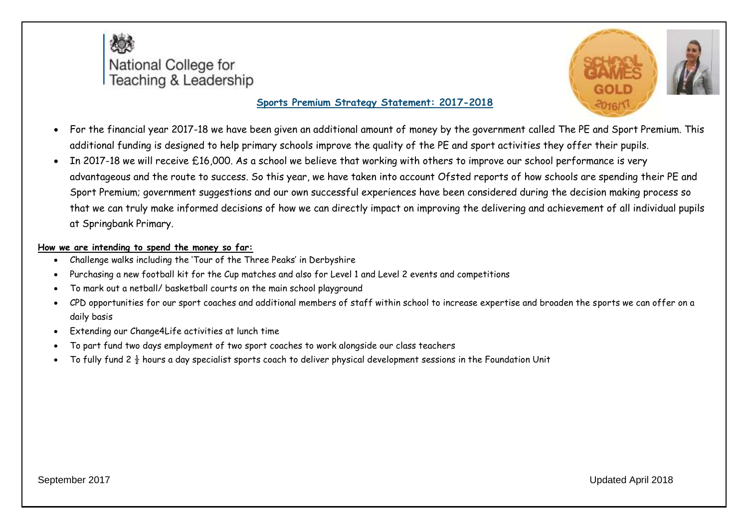National College for Teaching & Leadership

## Sports Premium Strategy Statement: 2017-2018

- For the financial year 2017-18 we have been given an additional amount of money by the government called The PE and Sport Premium. This additional funding is designed to help primary schools improve the quality of the PE and sport activities they offer their pupils.
- In 2017-18 we will receive £16,000. As a school we believe that working with others to improve our school performance is very advantageous and the route to success. So this year, we have taken into account Ofsted reports of how schools are spending their PE and Sport Premium; government suggestions and our own successful experiences have been considered during the decision making process so that we can truly make informed decisions of how we can directly impact on improving the delivering and achievement of all individual pupils at Springbank Primary.

**How we are intending to spend the money so far:**

- Challenge walks including the 'Tour of the Three Peaks' in Derbyshire
- Purchasing a new football kit for the Cup matches and also for Level 1 and Level 2 events and competitions
- To mark out a netball/ basketball courts on the main school playground
- CPD opportunities for our sport coaches and additional members of staff within school to increase expertise and broaden the sports we can offer on a daily basis
- Extending our Change4Life activities at lunch time
- To part fund two days employment of two sport coaches to work alongside our class teachers
- To fully fund 2 ½ hours a day specialist sports coach to deliver physical development sessions in the Foundation Unit

September 2017

Updated April 2018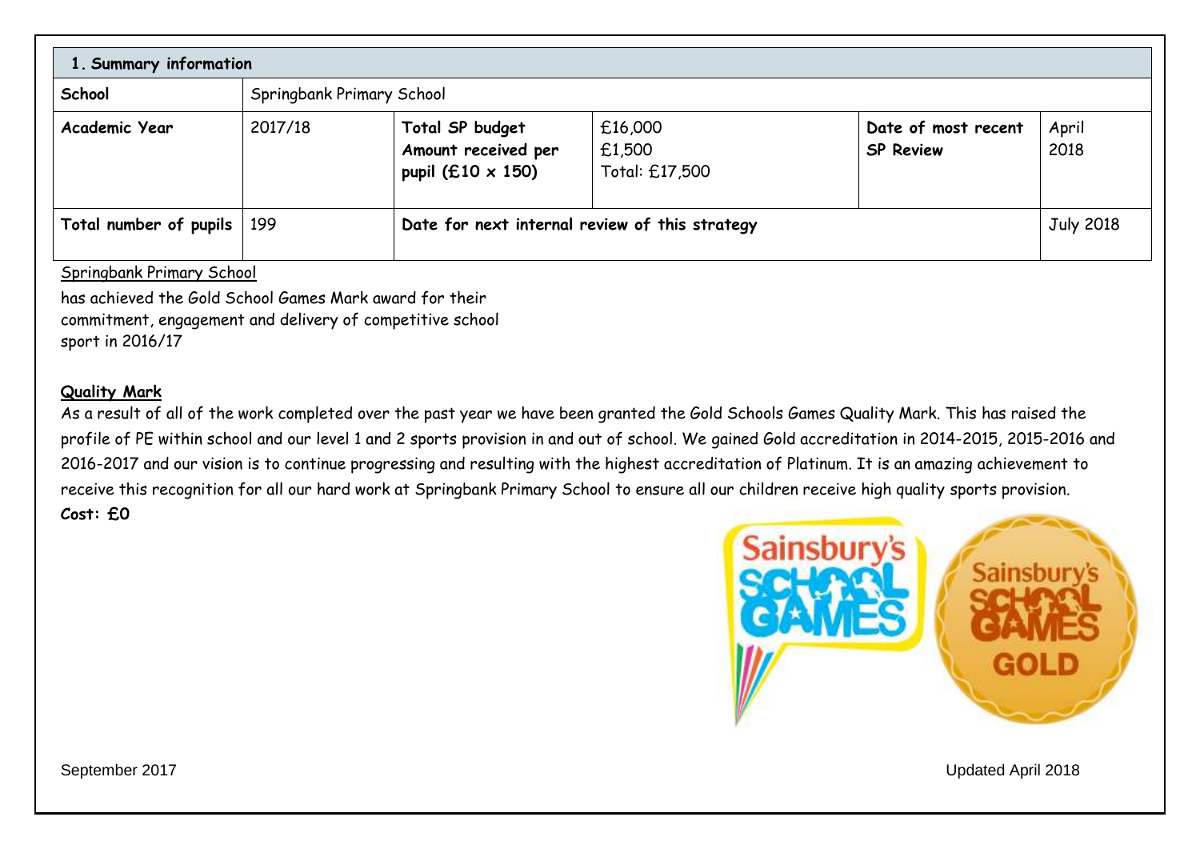| 1. Summary information | | | | | |
|---|---|---|---|---|---|
| **School** | Springbank Primary School | | | | |
| **Academic Year** | 2017/18 | **Total SP budget**<br>**Amount received per pupil (£10 x 150)** | £16,000<br>£1,500<br>Total: £17,500 | **Date of most recent SP Review** | April 2018 |
| **Total number of pupils** | 199 | **Date for next internal review of this strategy** | | | July 2018 |

Springbank Primary School

has achieved the Gold School Games Mark award for their commitment, engagement and delivery of competitive school sport in 2016/17

**Quality Mark**

As a result of all of the work completed over the past year we have been granted the Gold Schools Games Quality Mark. This has raised the profile of PE within school and our level 1 and 2 sports provision in and out of school. We gained Gold accreditation in 2014-2015, 2015-2016 and 2016-2017 and our vision is to continue progressing and resulting with the highest accreditation of Platinum. It is an amazing achievement to receive this recognition for all our hard work at Springbank Primary School to ensure all our children receive high quality sports provision.

**Cost: £0**

September 2017

Updated April 2018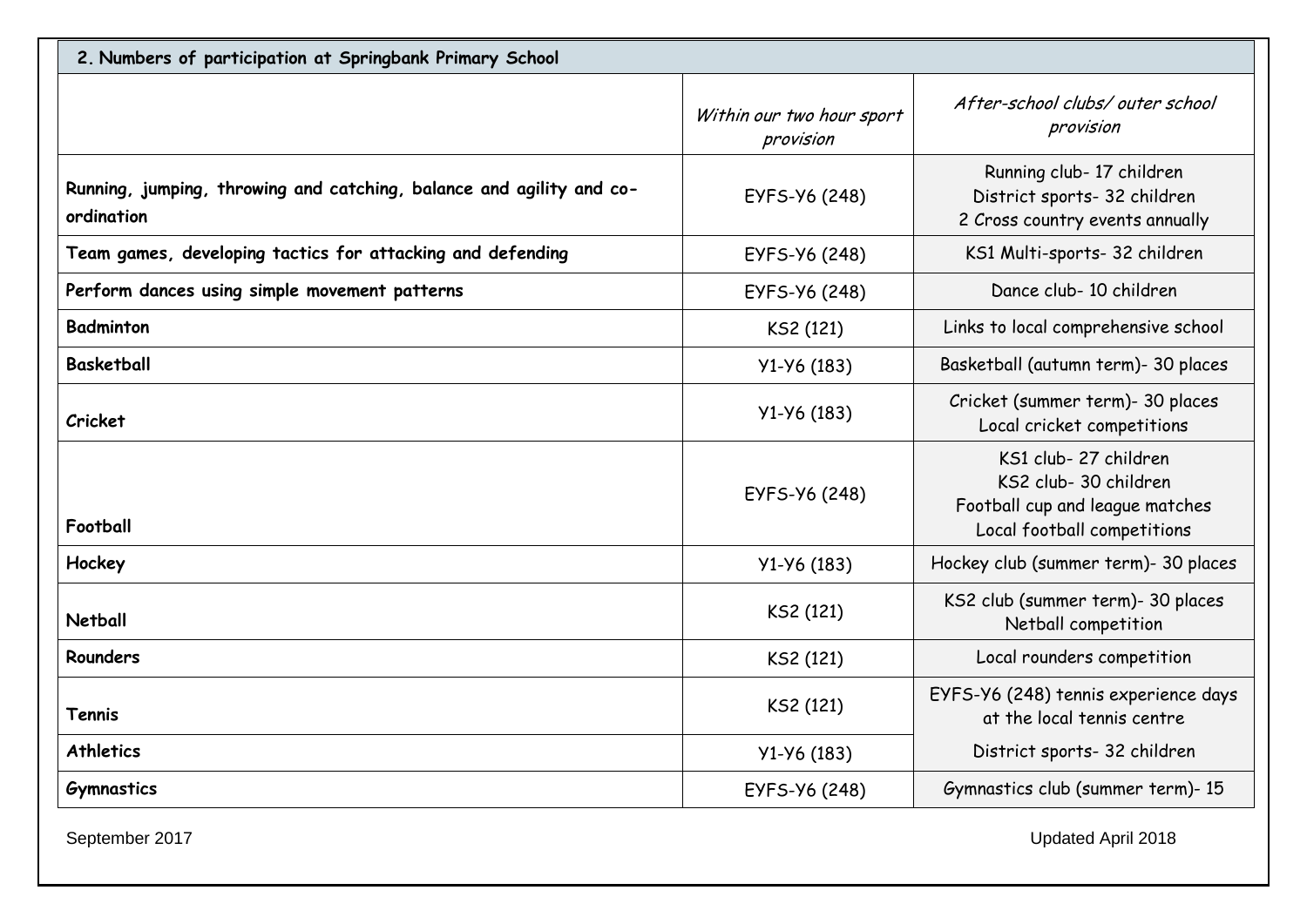## 2. Numbers of participation at Springbank Primary School

| | *Within our two hour sport provision* | *After-school clubs/ outer school provision* |
|---|---|---|
| **Running, jumping, throwing and catching, balance and agility and co-ordination** | EYFS-Y6 (248) | Running club- 17 children<br>District sports- 32 children<br>2 Cross country events annually |
| **Team games, developing tactics for attacking and defending** | EYFS-Y6 (248) | KS1 Multi-sports- 32 children |
| **Perform dances using simple movement patterns** | EYFS-Y6 (248) | Dance club- 10 children |
| **Badminton** | KS2 (121) | Links to local comprehensive school |
| **Basketball** | Y1-Y6 (183) | Basketball (autumn term)- 30 places |
| **Cricket** | Y1-Y6 (183) | Cricket (summer term)- 30 places<br>Local cricket competitions |
| **Football** | EYFS-Y6 (248) | KS1 club- 27 children<br>KS2 club- 30 children<br>Football cup and league matches<br>Local football competitions |
| **Hockey** | Y1-Y6 (183) | Hockey club (summer term)- 30 places |
| **Netball** | KS2 (121) | KS2 club (summer term)- 30 places<br>Netball competition |
| **Rounders** | KS2 (121) | Local rounders competition |
| **Tennis** | KS2 (121) | EYFS-Y6 (248) tennis experience days at the local tennis centre |
| **Athletics** | Y1-Y6 (183) | District sports- 32 children |
| **Gymnastics** | EYFS-Y6 (248) | Gymnastics club (summer term)- 15 |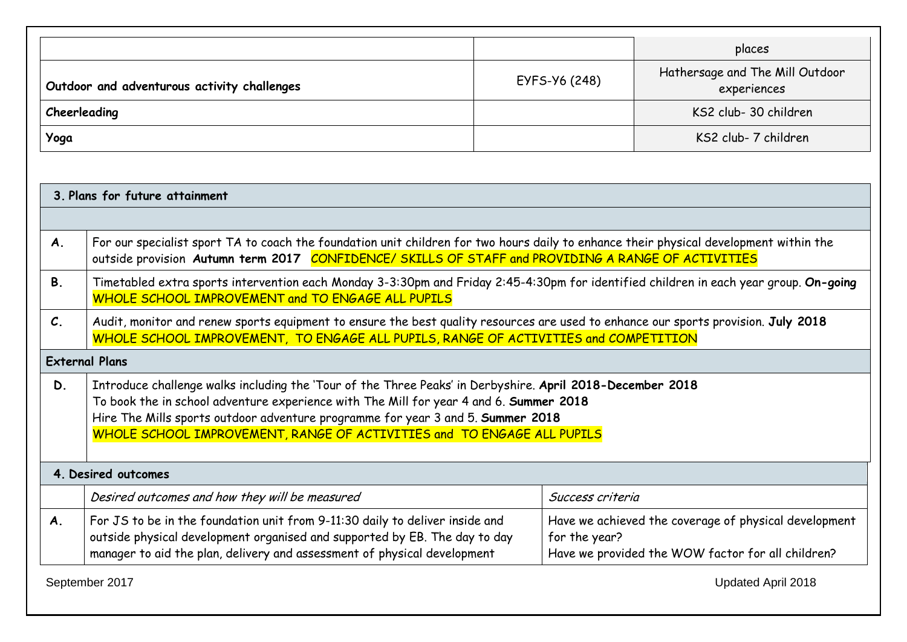| | | places |
|---|---|---|
| **Outdoor and adventurous activity challenges** | EYFS-Y6 (248) | Hathersage and The Mill Outdoor experiences |
| **Cheerleading** | | KS2 club- 30 children |
| **Yoga** | | KS2 club- 7 children |

| **3. Plans for future attainment** | |
|---|---|
| | |
| **A.** | For our specialist sport TA to coach the foundation unit children for two hours daily to enhance their physical development within the outside provision **Autumn term 2017** CONFIDENCE/ SKILLS OF STAFF and PROVIDING A RANGE OF ACTIVITIES |
| **B.** | Timetabled extra sports intervention each Monday 3-3:30pm and Friday 2:45-4:30pm for identified children in each year group. **On-going** WHOLE SCHOOL IMPROVEMENT and TO ENGAGE ALL PUPILS |
| **C.** | Audit, monitor and renew sports equipment to ensure the best quality resources are used to enhance our sports provision. **July 2018** WHOLE SCHOOL IMPROVEMENT, TO ENGAGE ALL PUPILS, RANGE OF ACTIVITIES and COMPETITION |
| **External Plans** | |
| **D.** | Introduce challenge walks including the 'Tour of the Three Peaks' in Derbyshire. **April 2018-December 2018**<br>To book the in school adventure experience with The Mill for year 4 and 6. **Summer 2018**<br>Hire The Mills sports outdoor adventure programme for year 3 and 5. **Summer 2018**<br>WHOLE SCHOOL IMPROVEMENT, RANGE OF ACTIVITIES and TO ENGAGE ALL PUPILS |

| **4. Desired outcomes** | | |
|---|---|---|
| | *Desired outcomes and how they will be measured* | *Success criteria* |
| **A.** | For JS to be in the foundation unit from 9-11:30 daily to deliver inside and outside physical development organised and supported by EB. The day to day manager to aid the plan, delivery and assessment of physical development | Have we achieved the coverage of physical development for the year?<br>Have we provided the WOW factor for all children? |

September 2017 Updated April 2018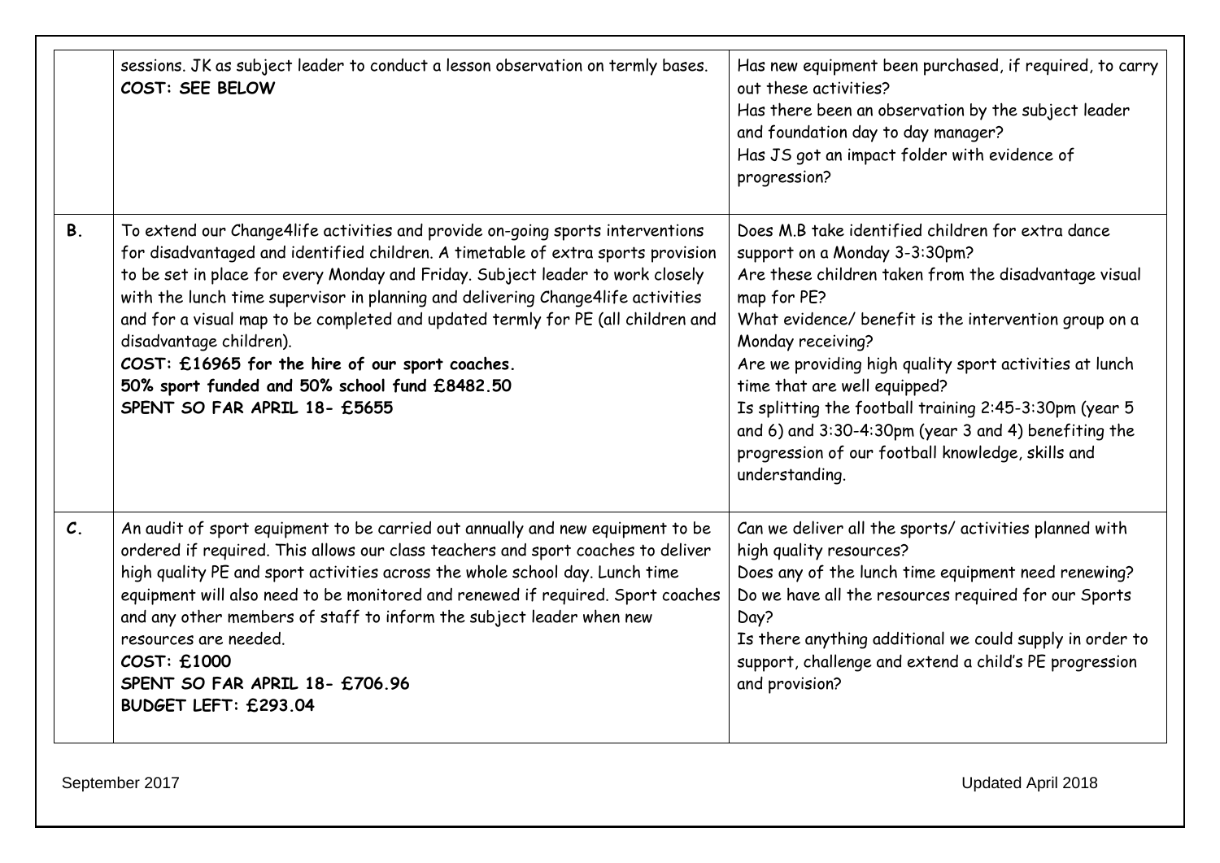| | | |
|---|---|---|
| | sessions. JK as subject leader to conduct a lesson observation on termly bases.<br>**COST: SEE BELOW** | Has new equipment been purchased, if required, to carry out these activities?<br>Has there been an observation by the subject leader and foundation day to day manager?<br>Has JS got an impact folder with evidence of progression? |
| **B.** | To extend our Change4life activities and provide on-going sports interventions for disadvantaged and identified children. A timetable of extra sports provision to be set in place for every Monday and Friday. Subject leader to work closely with the lunch time supervisor in planning and delivering Change4life activities and for a visual map to be completed and updated termly for PE (all children and disadvantage children).<br>**COST: £16965 for the hire of our sport coaches.**<br>**50% sport funded and 50% school fund £8482.50**<br>**SPENT SO FAR APRIL 18- £5655** | Does M.B take identified children for extra dance support on a Monday 3-3:30pm?<br>Are these children taken from the disadvantage visual map for PE?<br>What evidence/ benefit is the intervention group on a Monday receiving?<br>Are we providing high quality sport activities at lunch time that are well equipped?<br>Is splitting the football training 2:45-3:30pm (year 5 and 6) and 3:30-4:30pm (year 3 and 4) benefiting the progression of our football knowledge, skills and understanding. |
| **C.** | An audit of sport equipment to be carried out annually and new equipment to be ordered if required. This allows our class teachers and sport coaches to deliver high quality PE and sport activities across the whole school day. Lunch time equipment will also need to be monitored and renewed if required. Sport coaches and any other members of staff to inform the subject leader when new resources are needed.<br>**COST: £1000**<br>**SPENT SO FAR APRIL 18- £706.96**<br>**BUDGET LEFT: £293.04** | Can we deliver all the sports/ activities planned with high quality resources?<br>Does any of the lunch time equipment need renewing?<br>Do we have all the resources required for our Sports Day?<br>Is there anything additional we could supply in order to support, challenge and extend a child's PE progression and provision? |

September 2017 Updated April 2018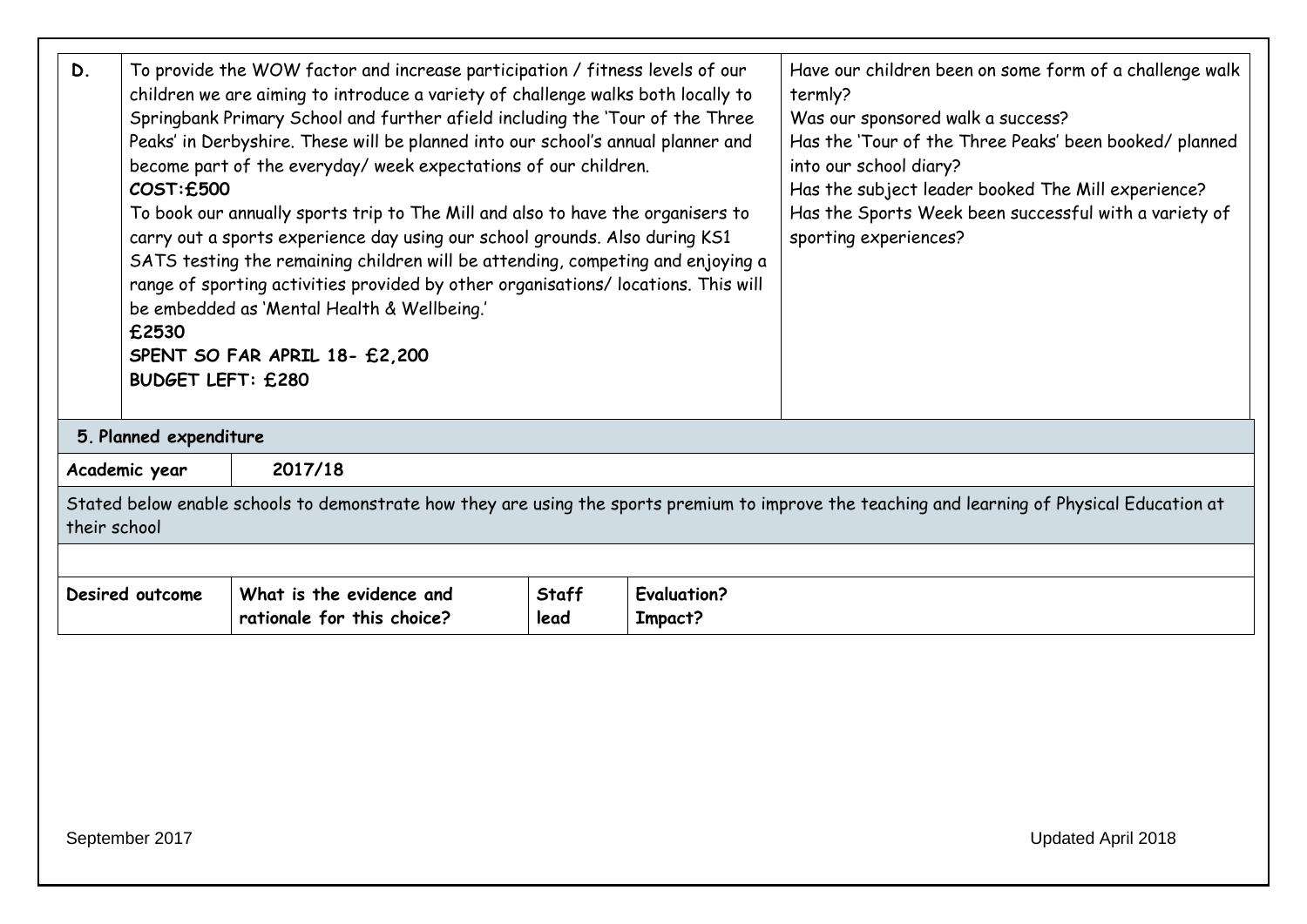| D. | To provide the WOW factor and increase participation / fitness levels of our children we are aiming to introduce a variety of challenge walks both locally to Springbank Primary School and further afield including the 'Tour of the Three Peaks' in Derbyshire. These will be planned into our school's annual planner and become part of the everyday/ week expectations of our children.<br>**COST:£500**<br>To book our annually sports trip to The Mill and also to have the organisers to carry out a sports experience day using our school grounds. Also during KS1 SATS testing the remaining children will be attending, competing and enjoying a range of sporting activities provided by other organisations/ locations. This will be embedded as 'Mental Health & Wellbeing.'<br>**£2530**<br>**SPENT SO FAR APRIL 18- £2,200**<br>**BUDGET LEFT: £280** | Have our children been on some form of a challenge walk termly?<br>Was our sponsored walk a success?<br>Has the 'Tour of the Three Peaks' been booked/ planned into our school diary?<br>Has the subject leader booked The Mill experience?<br>Has the Sports Week been successful with a variety of sporting experiences? |
|---|---|---|

**5. Planned expenditure**

| Academic year | 2017/18 | | |
|---|---|---|---|
| Stated below enable schools to demonstrate how they are using the sports premium to improve the teaching and learning of Physical Education at their school | | | |
| | | | |
| **Desired outcome** | **What is the evidence and rationale for this choice?** | **Staff lead** | **Evaluation? Impact?** |

September 2017

Updated April 2018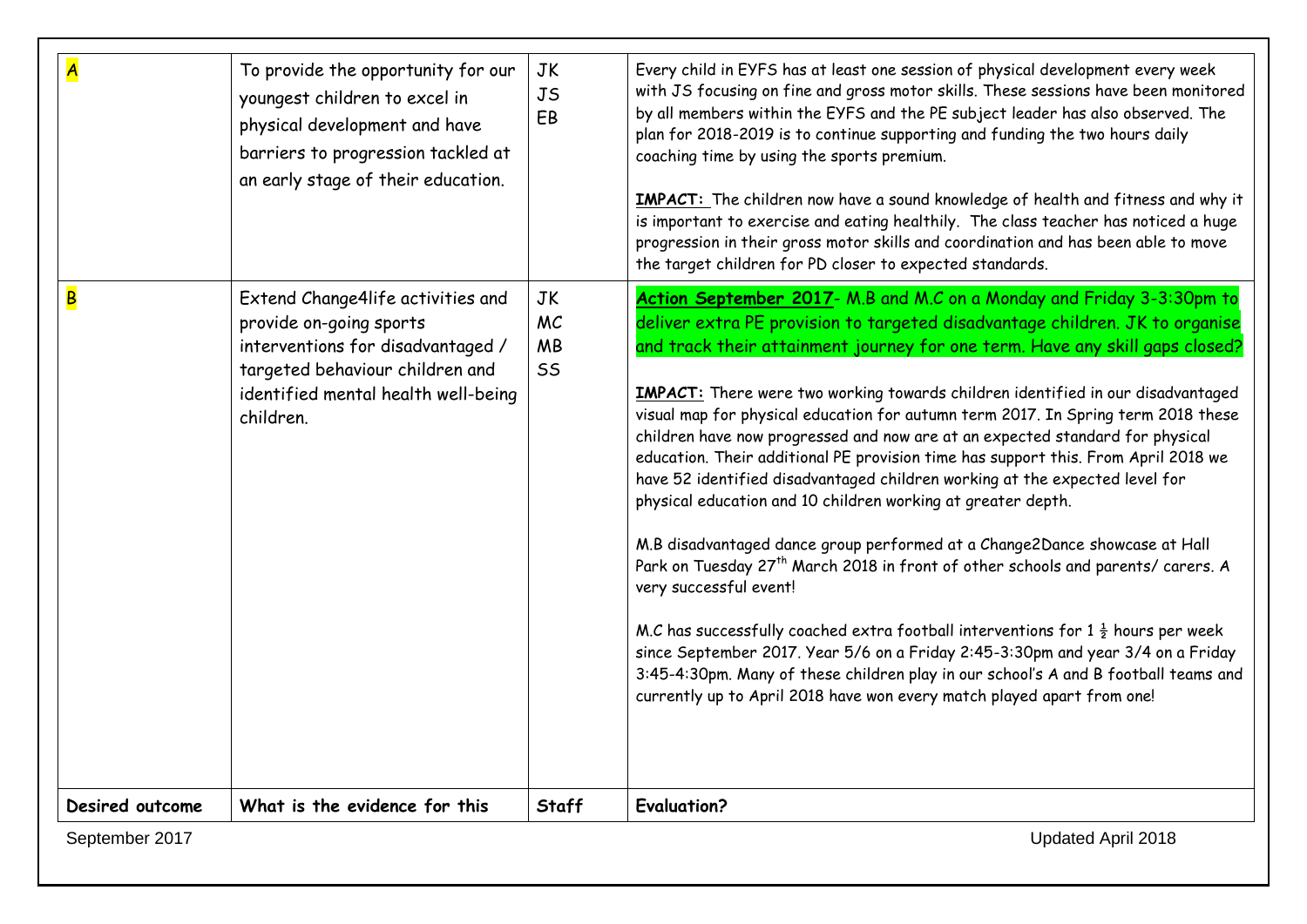| A | To provide the opportunity for our youngest children to excel in physical development and have barriers to progression tackled at an early stage of their education. | JK<br>JS<br>EB | Every child in EYFS has at least one session of physical development every week with JS focusing on fine and gross motor skills. These sessions have been monitored by all members within the EYFS and the PE subject leader has also observed. The plan for 2018-2019 is to continue supporting and funding the two hours daily coaching time by using the sports premium.<br><br>**IMPACT:** The children now have a sound knowledge of health and fitness and why it is important to exercise and eating healthily. The class teacher has noticed a huge progression in their gross motor skills and coordination and has been able to move the target children for PD closer to expected standards. |
|---|---|---|---|
| B | Extend Change4life activities and provide on-going sports interventions for disadvantaged / targeted behaviour children and identified mental health well-being children. | JK<br>MC<br>MB<br>SS | **Action September 2017**- M.B and M.C on a Monday and Friday 3-3:30pm to deliver extra PE provision to targeted disadvantage children. JK to organise and track their attainment journey for one term. Have any skill gaps closed?<br><br>**IMPACT:** There were two working towards children identified in our disadvantaged visual map for physical education for autumn term 2017. In Spring term 2018 these children have now progressed and now are at an expected standard for physical education. Their additional PE provision time has support this. From April 2018 we have 52 identified disadvantaged children working at the expected level for physical education and 10 children working at greater depth.<br><br>M.B disadvantaged dance group performed at a Change2Dance showcase at Hall Park on Tuesday 27th March 2018 in front of other schools and parents/ carers. A very successful event!<br><br>M.C has successfully coached extra football interventions for 1 ½ hours per week since September 2017. Year 5/6 on a Friday 2:45-3:30pm and year 3/4 on a Friday 3:45-4:30pm. Many of these children play in our school's A and B football teams and currently up to April 2018 have won every match played apart from one! |
| **Desired outcome** | **What is the evidence for this** | **Staff** | **Evaluation?** |

September 2017 Updated April 2018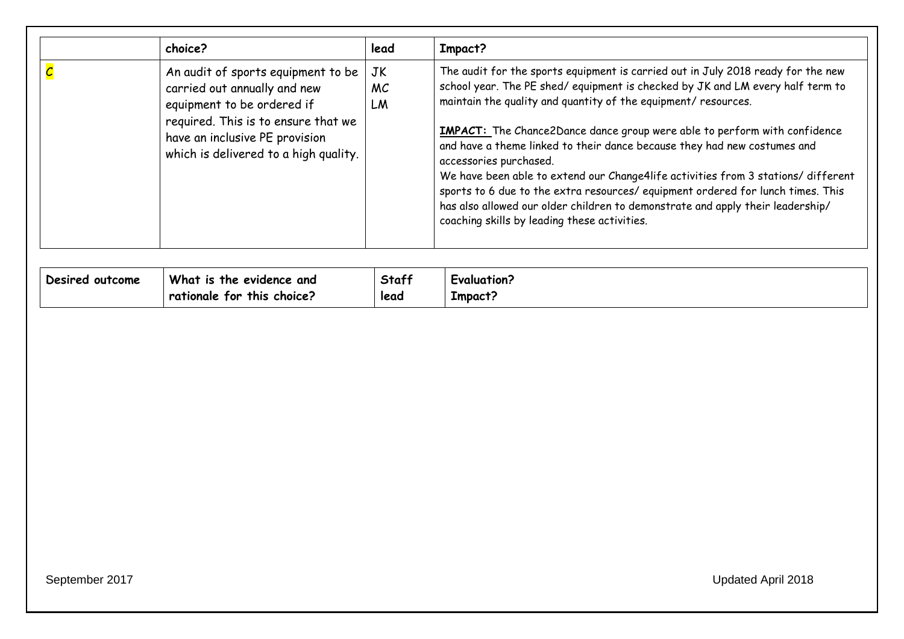| | choice? | lead | Impact? |
|---|---|---|---|
| C | An audit of sports equipment to be carried out annually and new equipment to be ordered if required. This is to ensure that we have an inclusive PE provision which is delivered to a high quality. | JK<br>MC<br>LM | The audit for the sports equipment is carried out in July 2018 ready for the new school year. The PE shed/ equipment is checked by JK and LM every half term to maintain the quality and quantity of the equipment/ resources.<br><br>**IMPACT:** The Chance2Dance dance group were able to perform with confidence and have a theme linked to their dance because they had new costumes and accessories purchased.<br>We have been able to extend our Change4life activities from 3 stations/ different sports to 6 due to the extra resources/ equipment ordered for lunch times. This has also allowed our older children to demonstrate and apply their leadership/ coaching skills by leading these activities. |

| Desired outcome | What is the evidence and rationale for this choice? | Staff lead | Evaluation? Impact? |
|---|---|---|---|

September 2017 Updated April 2018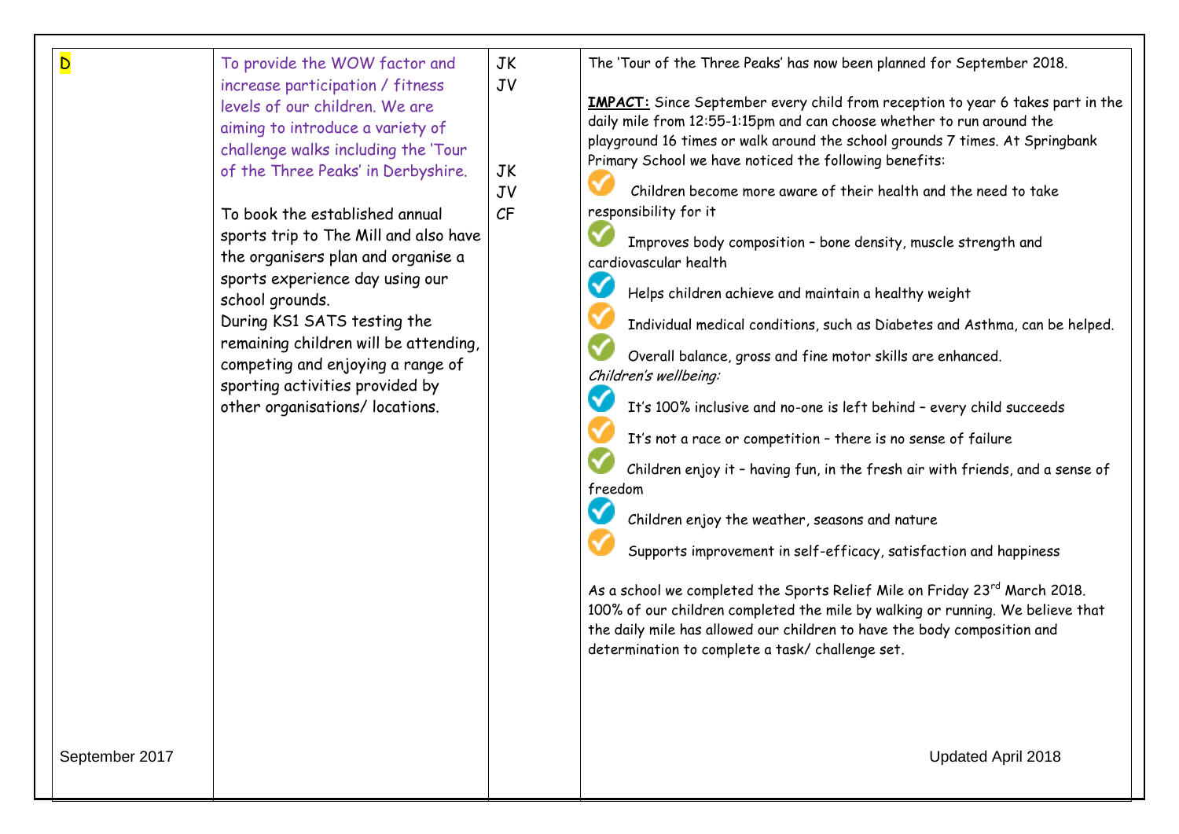| D | To provide the WOW factor and increase participation / fitness levels of our children. We are aiming to introduce a variety of challenge walks including the 'Tour of the Three Peaks' in Derbyshire.<br><br>To book the established annual sports trip to The Mill and also have the organisers plan and organise a sports experience day using our school grounds.<br>During KS1 SATS testing the remaining children will be attending, competing and enjoying a range of sporting activities provided by other organisations/ locations. | JK<br>JV<br><br>JK<br>JV<br>CF | The 'Tour of the Three Peaks' has now been planned for September 2018.<br><br>**IMPACT:** Since September every child from reception to year 6 takes part in the daily mile from 12:55-1:15pm and can choose whether to run around the playground 16 times or walk around the school grounds 7 times. At Springbank Primary School we have noticed the following benefits:<br>✓ Children become more aware of their health and the need to take responsibility for it<br>✓ Improves body composition – bone density, muscle strength and cardiovascular health<br>✓ Helps children achieve and maintain a healthy weight<br>✓ Individual medical conditions, such as Diabetes and Asthma, can be helped.<br>✓ Overall balance, gross and fine motor skills are enhanced.<br>*Children's wellbeing:*<br>✓ It's 100% inclusive and no-one is left behind – every child succeeds<br>✓ It's not a race or competition – there is no sense of failure<br>✓ Children enjoy it – having fun, in the fresh air with friends, and a sense of freedom<br>✓ Children enjoy the weather, seasons and nature<br>✓ Supports improvement in self-efficacy, satisfaction and happiness<br><br>As a school we completed the Sports Relief Mile on Friday 23rd March 2018. 100% of our children completed the mile by walking or running. We believe that the daily mile has allowed our children to have the body composition and determination to complete a task/ challenge set. |
|---|---|---|---|
| September 2017 | | | Updated April 2018 |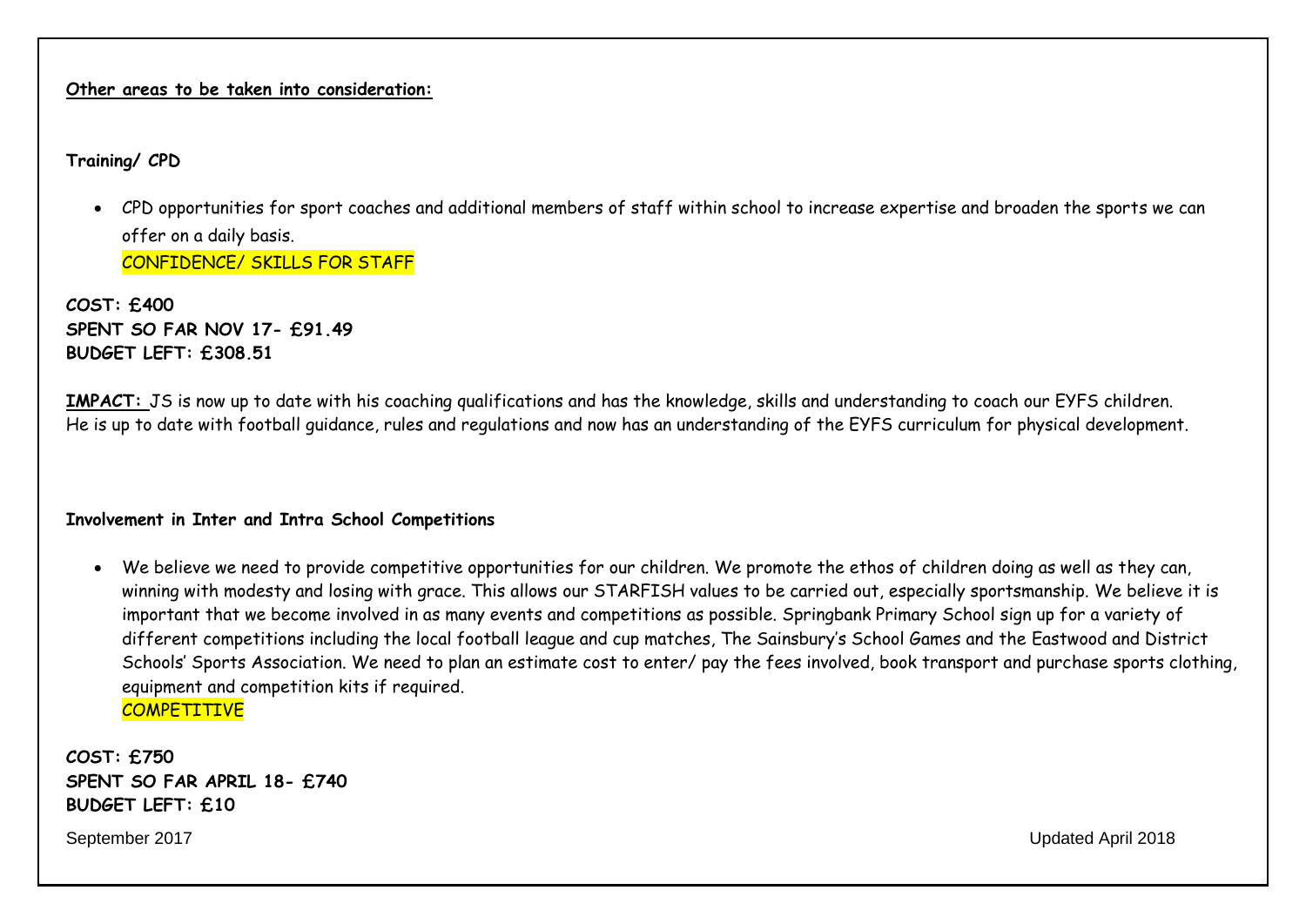**Other areas to be taken into consideration:**

**Training/ CPD**

- CPD opportunities for sport coaches and additional members of staff within school to increase expertise and broaden the sports we can offer on a daily basis.
  CONFIDENCE/ SKILLS FOR STAFF

**COST: £400**
**SPENT SO FAR NOV 17- £91.49**
**BUDGET LEFT: £308.51**

**IMPACT:** JS is now up to date with his coaching qualifications and has the knowledge, skills and understanding to coach our EYFS children. He is up to date with football guidance, rules and regulations and now has an understanding of the EYFS curriculum for physical development.

**Involvement in Inter and Intra School Competitions**

- We believe we need to provide competitive opportunities for our children. We promote the ethos of children doing as well as they can, winning with modesty and losing with grace. This allows our STARFISH values to be carried out, especially sportsmanship. We believe it is important that we become involved in as many events and competitions as possible. Springbank Primary School sign up for a variety of different competitions including the local football league and cup matches, The Sainsbury's School Games and the Eastwood and District Schools' Sports Association. We need to plan an estimate cost to enter/ pay the fees involved, book transport and purchase sports clothing, equipment and competition kits if required.
  COMPETITIVE

**COST: £750**
**SPENT SO FAR APRIL 18- £740**
**BUDGET LEFT: £10**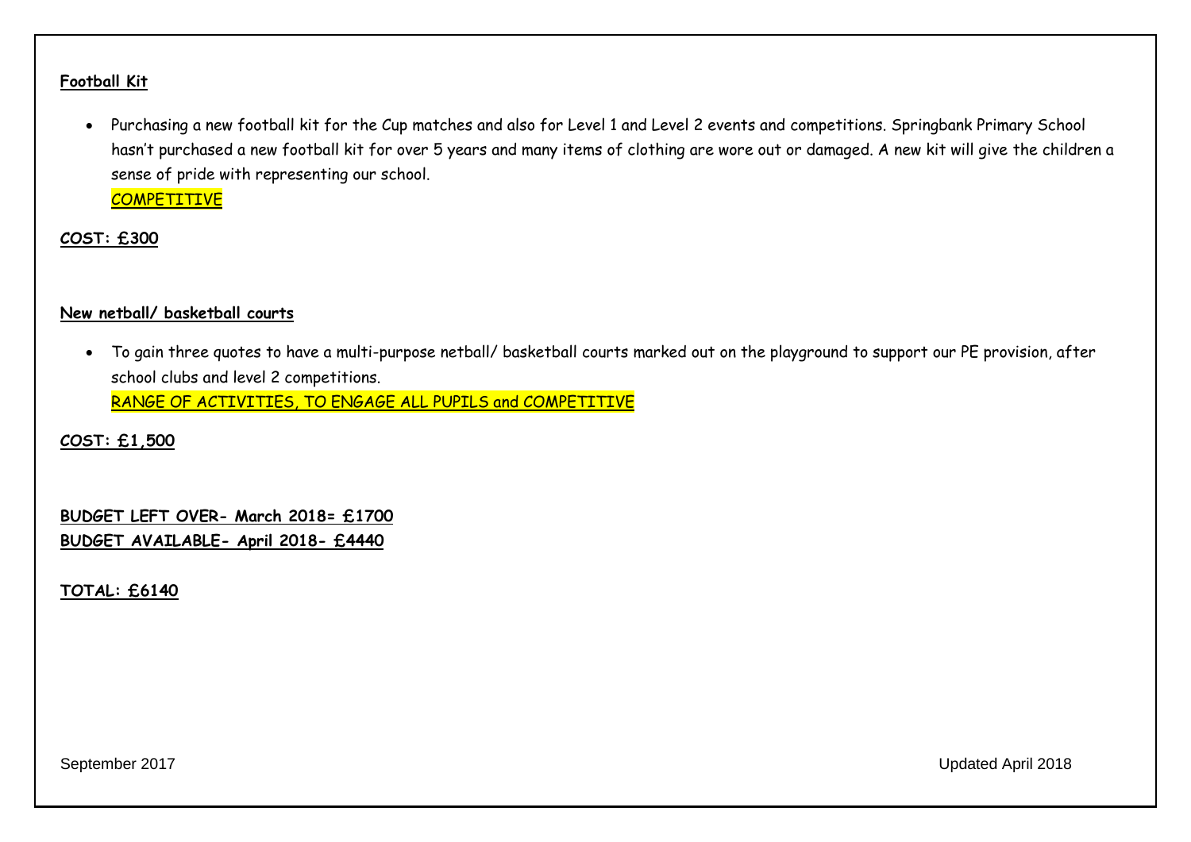**Football Kit**

- Purchasing a new football kit for the Cup matches and also for Level 1 and Level 2 events and competitions. Springbank Primary School hasn't purchased a new football kit for over 5 years and many items of clothing are wore out or damaged. A new kit will give the children a sense of pride with representing our school.
  COMPETITIVE

**COST: £300**

**New netball/ basketball courts**

- To gain three quotes to have a multi-purpose netball/ basketball courts marked out on the playground to support our PE provision, after school clubs and level 2 competitions.
  RANGE OF ACTIVITIES, TO ENGAGE ALL PUPILS and COMPETITIVE

**COST: £1,500**

**BUDGET LEFT OVER- March 2018= £1700**
**BUDGET AVAILABLE- April 2018- £4440**

**TOTAL: £6140**

September 2017 Updated April 2018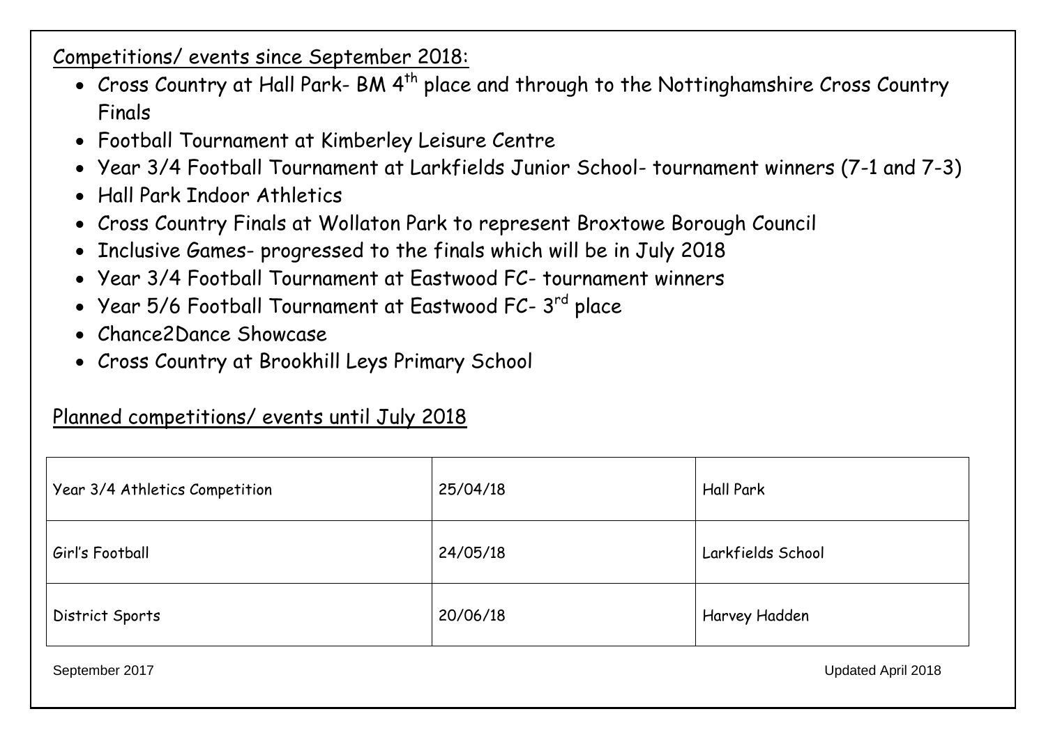Competitions/ events since September 2018:

- Cross Country at Hall Park- BM 4th place and through to the Nottinghamshire Cross Country Finals
- Football Tournament at Kimberley Leisure Centre
- Year 3/4 Football Tournament at Larkfields Junior School- tournament winners (7-1 and 7-3)
- Hall Park Indoor Athletics
- Cross Country Finals at Wollaton Park to represent Broxtowe Borough Council
- Inclusive Games- progressed to the finals which will be in July 2018
- Year 3/4 Football Tournament at Eastwood FC- tournament winners
- Year 5/6 Football Tournament at Eastwood FC- 3rd place
- Chance2Dance Showcase
- Cross Country at Brookhill Leys Primary School

Planned competitions/ events until July 2018

| | | |
|---|---|---|
| Year 3/4 Athletics Competition | 25/04/18 | Hall Park |
| Girl's Football | 24/05/18 | Larkfields School |
| District Sports | 20/06/18 | Harvey Hadden |

September 2017 Updated April 2018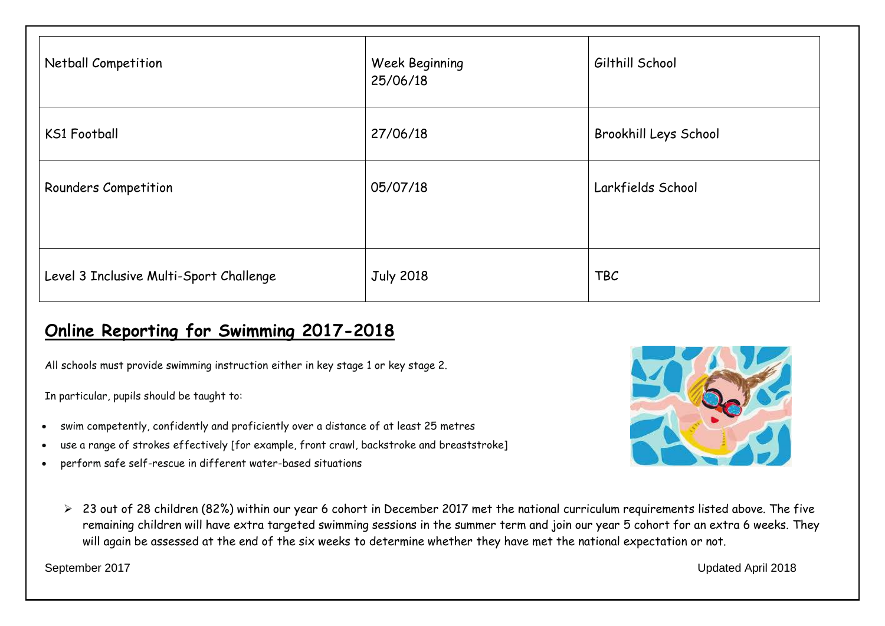| | | |
|---|---|---|
| Netball Competition | Week Beginning 25/06/18 | Gilthill School |
| KS1 Football | 27/06/18 | Brookhill Leys School |
| Rounders Competition | 05/07/18 | Larkfields School |
| Level 3 Inclusive Multi-Sport Challenge | July 2018 | TBC |

## Online Reporting for Swimming 2017-2018

All schools must provide swimming instruction either in key stage 1 or key stage 2.

In particular, pupils should be taught to:

- swim competently, confidently and proficiently over a distance of at least 25 metres
- use a range of strokes effectively [for example, front crawl, backstroke and breaststroke]
- perform safe self-rescue in different water-based situations

- 23 out of 28 children (82%) within our year 6 cohort in December 2017 met the national curriculum requirements listed above. The five remaining children will have extra targeted swimming sessions in the summer term and join our year 5 cohort for an extra 6 weeks. They will again be assessed at the end of the six weeks to determine whether they have met the national expectation or not.

September 2017 Updated April 2018